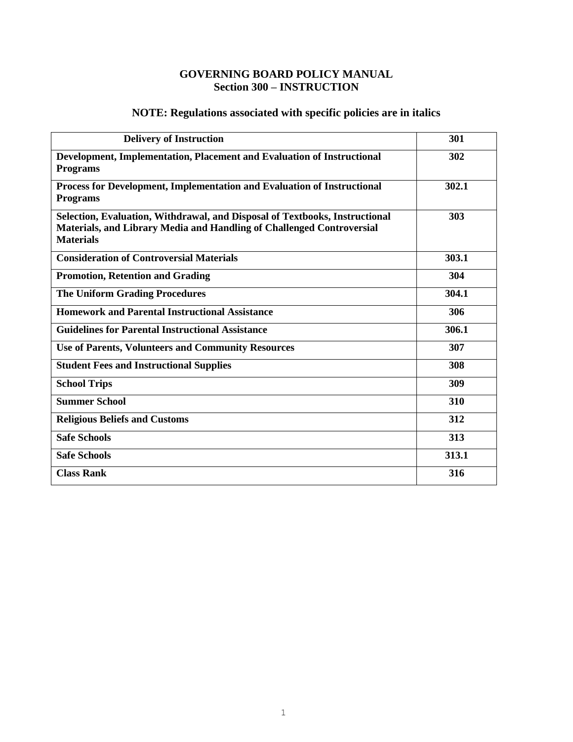# GOVERNING BOARD POLICY MANUAL
## Section 300 – INSTRUCTION

### NOTE: Regulations associated with specific policies are in italics

| | |
|---|---|
| **Delivery of Instruction** | **301** |
| **Development, Implementation, Placement and Evaluation of Instructional Programs** | **302** |
| **Process for Development, Implementation and Evaluation of Instructional Programs** | **302.1** |
| **Selection, Evaluation, Withdrawal, and Disposal of Textbooks, Instructional Materials, and Library Media and Handling of Challenged Controversial Materials** | **303** |
| **Consideration of Controversial Materials** | **303.1** |
| **Promotion, Retention and Grading** | **304** |
| **The Uniform Grading Procedures** | **304.1** |
| **Homework and Parental Instructional Assistance** | **306** |
| **Guidelines for Parental Instructional Assistance** | **306.1** |
| **Use of Parents, Volunteers and Community Resources** | **307** |
| **Student Fees and Instructional Supplies** | **308** |
| **School Trips** | **309** |
| **Summer School** | **310** |
| **Religious Beliefs and Customs** | **312** |
| **Safe Schools** | **313** |
| **Safe Schools** | **313.1** |
| **Class Rank** | **316** |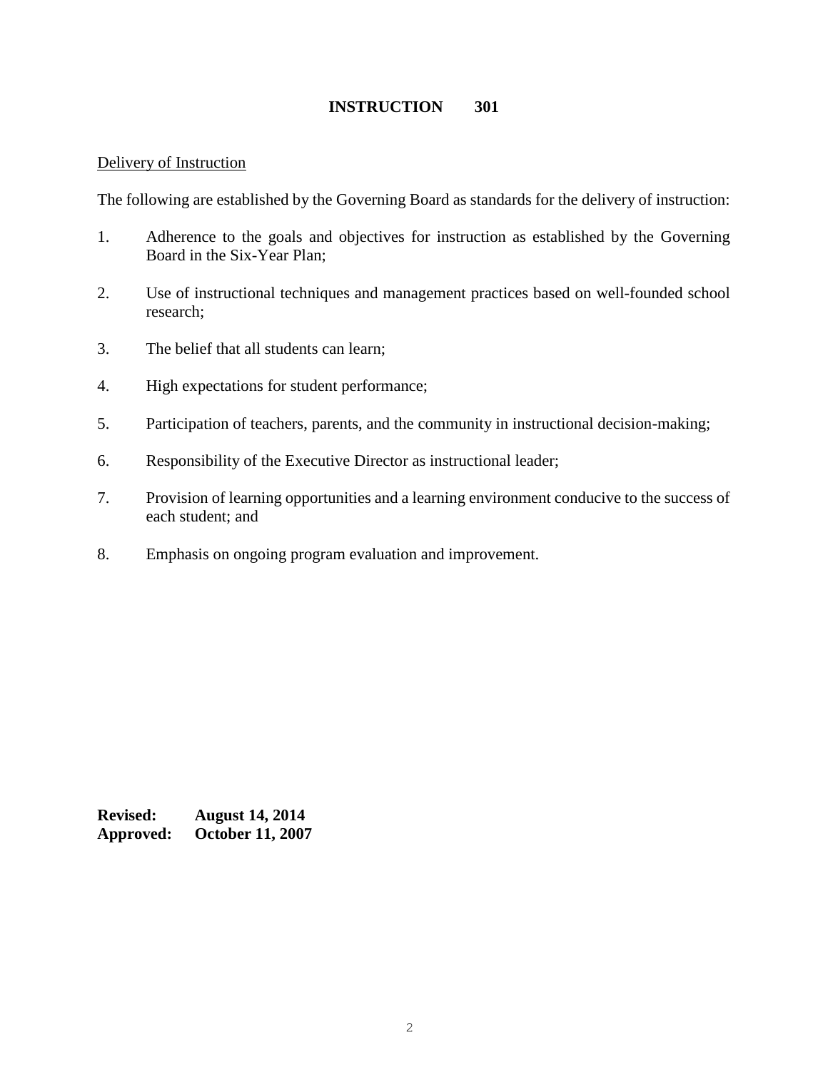**INSTRUCTION 301**

Delivery of Instruction

The following are established by the Governing Board as standards for the delivery of instruction:

1. Adherence to the goals and objectives for instruction as established by the Governing Board in the Six-Year Plan;
2. Use of instructional techniques and management practices based on well-founded school research;
3. The belief that all students can learn;
4. High expectations for student performance;
5. Participation of teachers, parents, and the community in instructional decision-making;
6. Responsibility of the Executive Director as instructional leader;
7. Provision of learning opportunities and a learning environment conducive to the success of each student; and
8. Emphasis on ongoing program evaluation and improvement.

**Revised: August 14, 2014**
**Approved: October 11, 2007**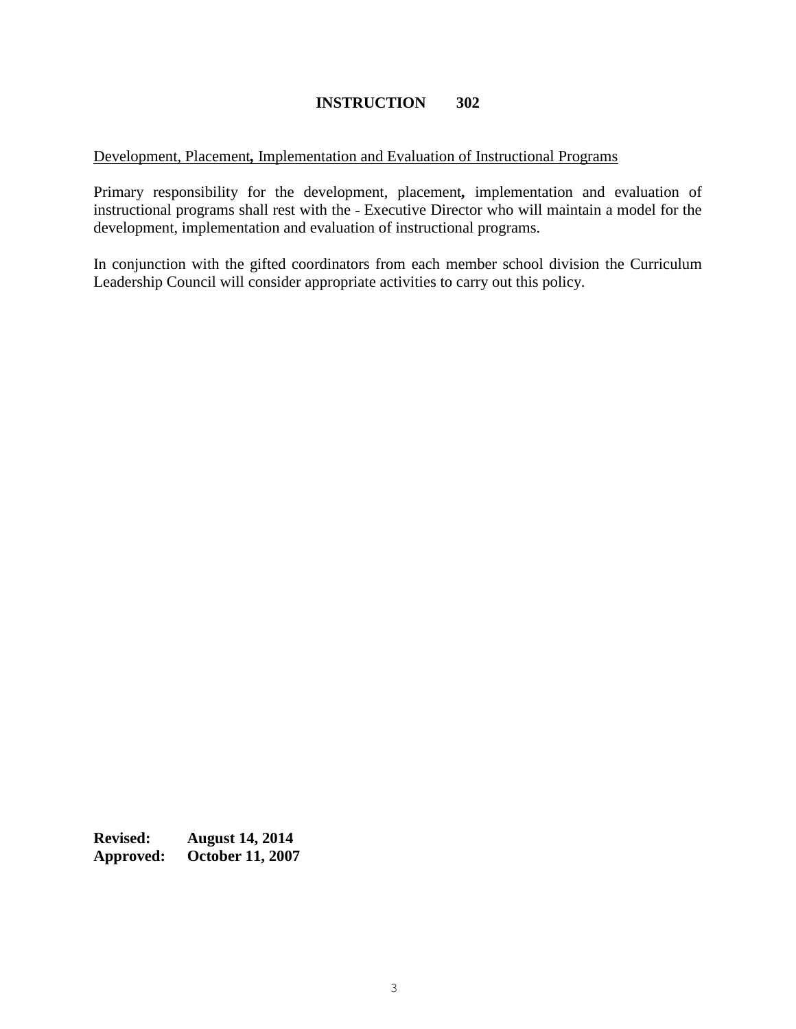# INSTRUCTION 302

Development, Placement, Implementation and Evaluation of Instructional Programs

Primary responsibility for the development, placement, implementation and evaluation of instructional programs shall rest with the - Executive Director who will maintain a model for the development, implementation and evaluation of instructional programs.

In conjunction with the gifted coordinators from each member school division the Curriculum Leadership Council will consider appropriate activities to carry out this policy.

**Revised:** **August 14, 2014**
**Approved:** **October 11, 2007**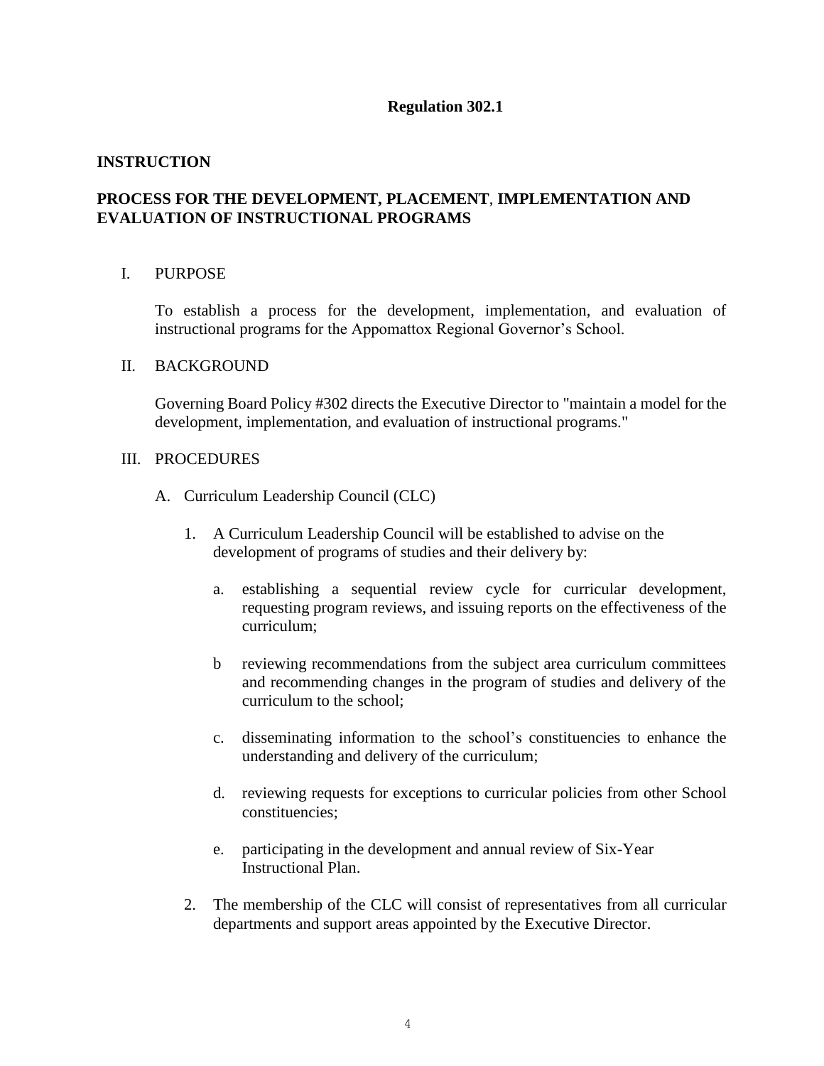**Regulation 302.1**

## INSTRUCTION

## PROCESS FOR THE DEVELOPMENT, PLACEMENT, IMPLEMENTATION AND EVALUATION OF INSTRUCTIONAL PROGRAMS

I. PURPOSE

To establish a process for the development, implementation, and evaluation of instructional programs for the Appomattox Regional Governor's School.

II. BACKGROUND

Governing Board Policy #302 directs the Executive Director to "maintain a model for the development, implementation, and evaluation of instructional programs."

III. PROCEDURES

A. Curriculum Leadership Council (CLC)

1. A Curriculum Leadership Council will be established to advise on the development of programs of studies and their delivery by:

   a. establishing a sequential review cycle for curricular development, requesting program reviews, and issuing reports on the effectiveness of the curriculum;

   b reviewing recommendations from the subject area curriculum committees and recommending changes in the program of studies and delivery of the curriculum to the school;

   c. disseminating information to the school's constituencies to enhance the understanding and delivery of the curriculum;

   d. reviewing requests for exceptions to curricular policies from other School constituencies;

   e. participating in the development and annual review of Six-Year Instructional Plan.

2. The membership of the CLC will consist of representatives from all curricular departments and support areas appointed by the Executive Director.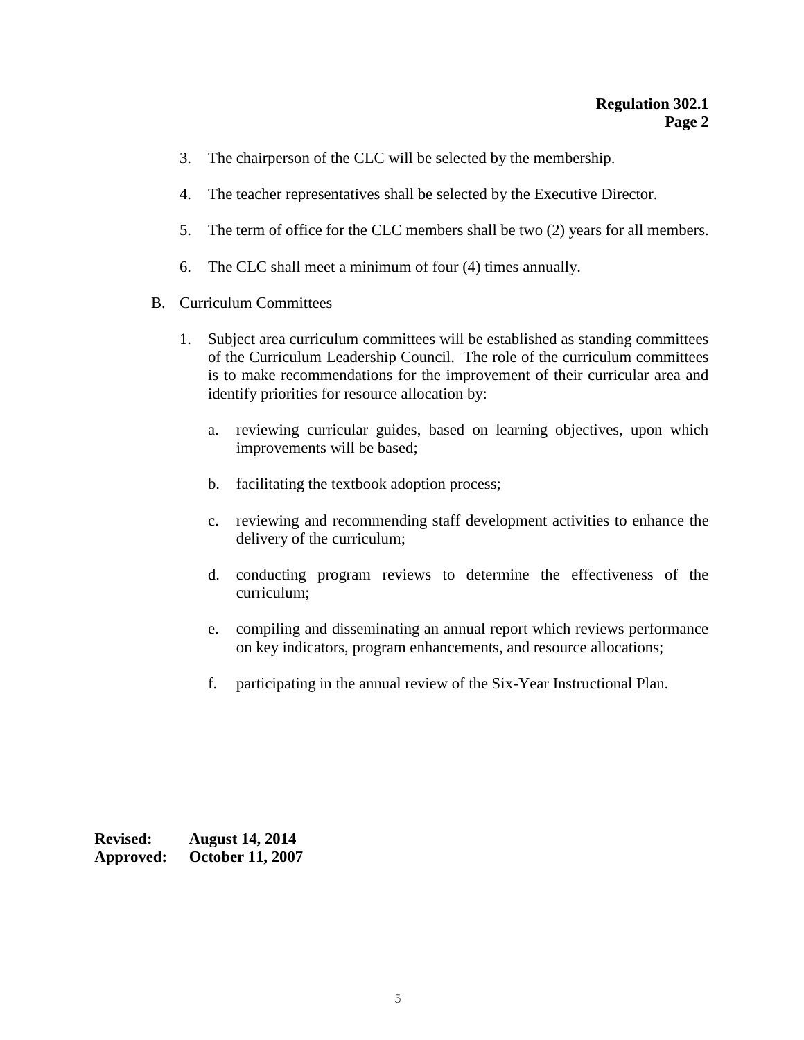**Regulation 302.1**
**Page 2**

3. The chairperson of the CLC will be selected by the membership.

4. The teacher representatives shall be selected by the Executive Director.

5. The term of office for the CLC members shall be two (2) years for all members.

6. The CLC shall meet a minimum of four (4) times annually.

B. Curriculum Committees

1. Subject area curriculum committees will be established as standing committees of the Curriculum Leadership Council. The role of the curriculum committees is to make recommendations for the improvement of their curricular area and identify priorities for resource allocation by:

   a. reviewing curricular guides, based on learning objectives, upon which improvements will be based;

   b. facilitating the textbook adoption process;

   c. reviewing and recommending staff development activities to enhance the delivery of the curriculum;

   d. conducting program reviews to determine the effectiveness of the curriculum;

   e. compiling and disseminating an annual report which reviews performance on key indicators, program enhancements, and resource allocations;

   f. participating in the annual review of the Six-Year Instructional Plan.

**Revised:** **August 14, 2014**
**Approved:** **October 11, 2007**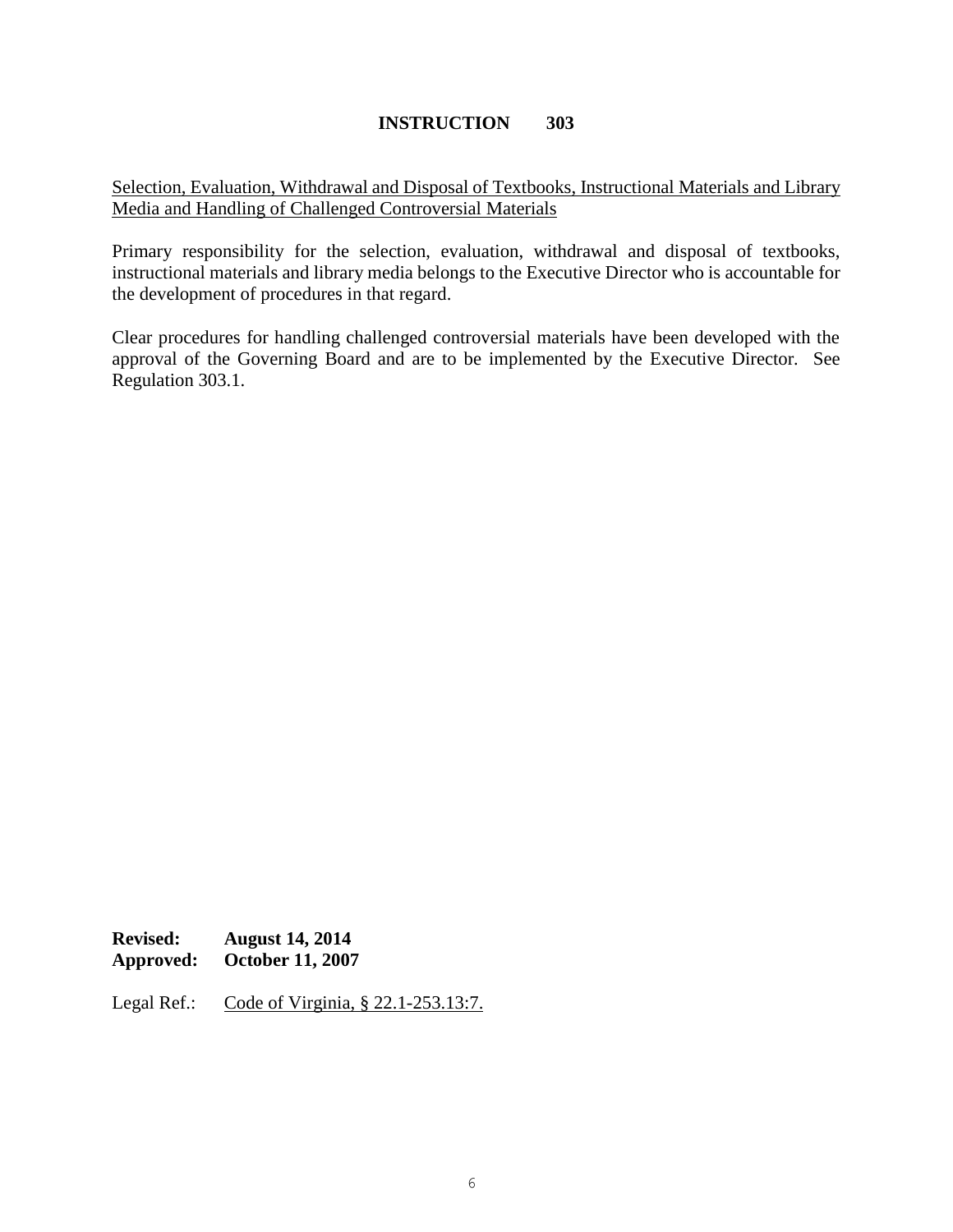**INSTRUCTION 303**

Selection, Evaluation, Withdrawal and Disposal of Textbooks, Instructional Materials and Library Media and Handling of Challenged Controversial Materials

Primary responsibility for the selection, evaluation, withdrawal and disposal of textbooks, instructional materials and library media belongs to the Executive Director who is accountable for the development of procedures in that regard.

Clear procedures for handling challenged controversial materials have been developed with the approval of the Governing Board and are to be implemented by the Executive Director. See Regulation 303.1.

**Revised: August 14, 2014**
**Approved: October 11, 2007**

Legal Ref.: Code of Virginia, § 22.1-253.13:7.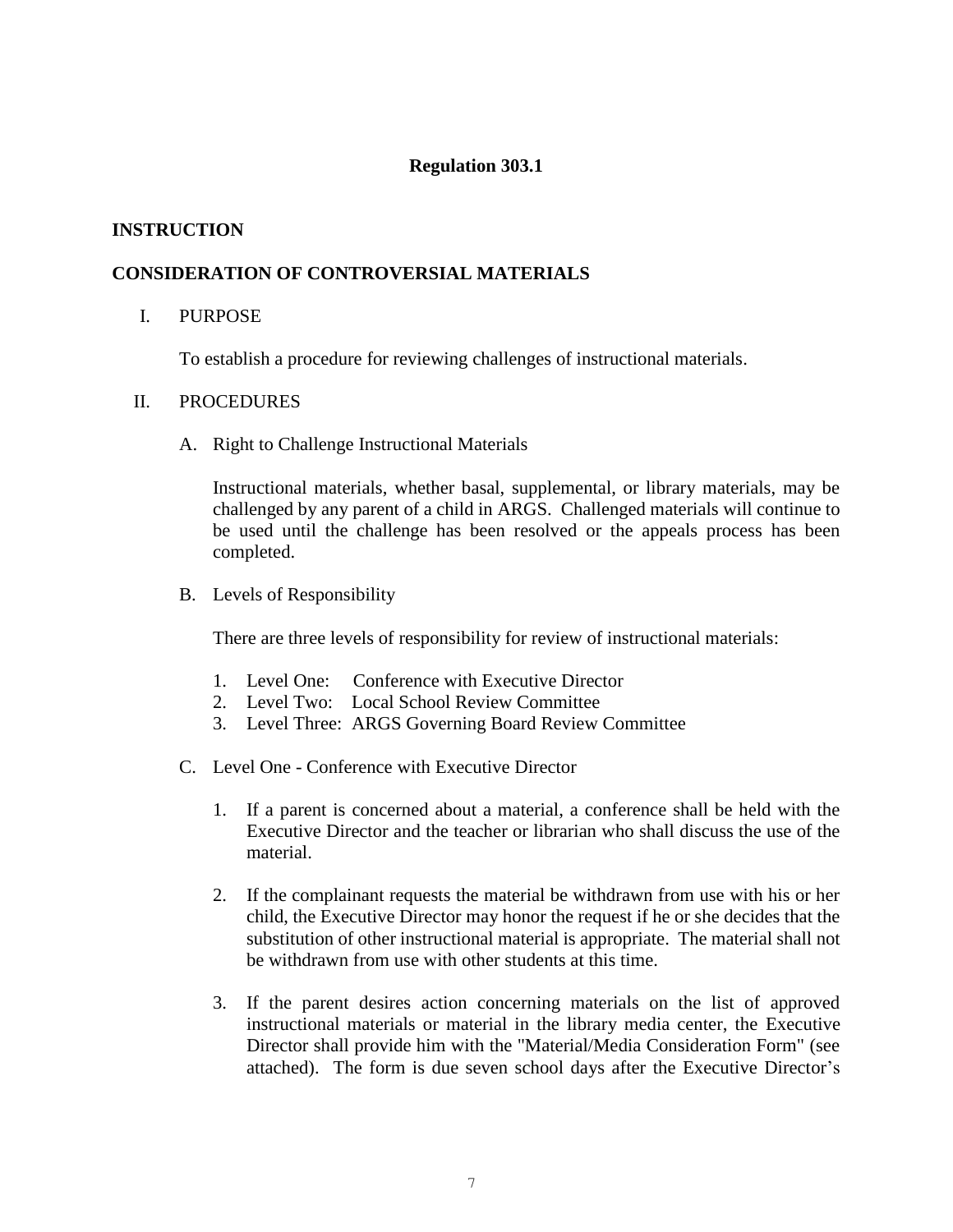**Regulation 303.1**

**INSTRUCTION**

**CONSIDERATION OF CONTROVERSIAL MATERIALS**

I. PURPOSE

To establish a procedure for reviewing challenges of instructional materials.

II. PROCEDURES

A. Right to Challenge Instructional Materials

Instructional materials, whether basal, supplemental, or library materials, may be challenged by any parent of a child in ARGS. Challenged materials will continue to be used until the challenge has been resolved or the appeals process has been completed.

B. Levels of Responsibility

There are three levels of responsibility for review of instructional materials:

1. Level One: Conference with Executive Director
2. Level Two: Local School Review Committee
3. Level Three: ARGS Governing Board Review Committee

C. Level One - Conference with Executive Director

1. If a parent is concerned about a material, a conference shall be held with the Executive Director and the teacher or librarian who shall discuss the use of the material.

2. If the complainant requests the material be withdrawn from use with his or her child, the Executive Director may honor the request if he or she decides that the substitution of other instructional material is appropriate. The material shall not be withdrawn from use with other students at this time.

3. If the parent desires action concerning materials on the list of approved instructional materials or material in the library media center, the Executive Director shall provide him with the "Material/Media Consideration Form" (see attached). The form is due seven school days after the Executive Director's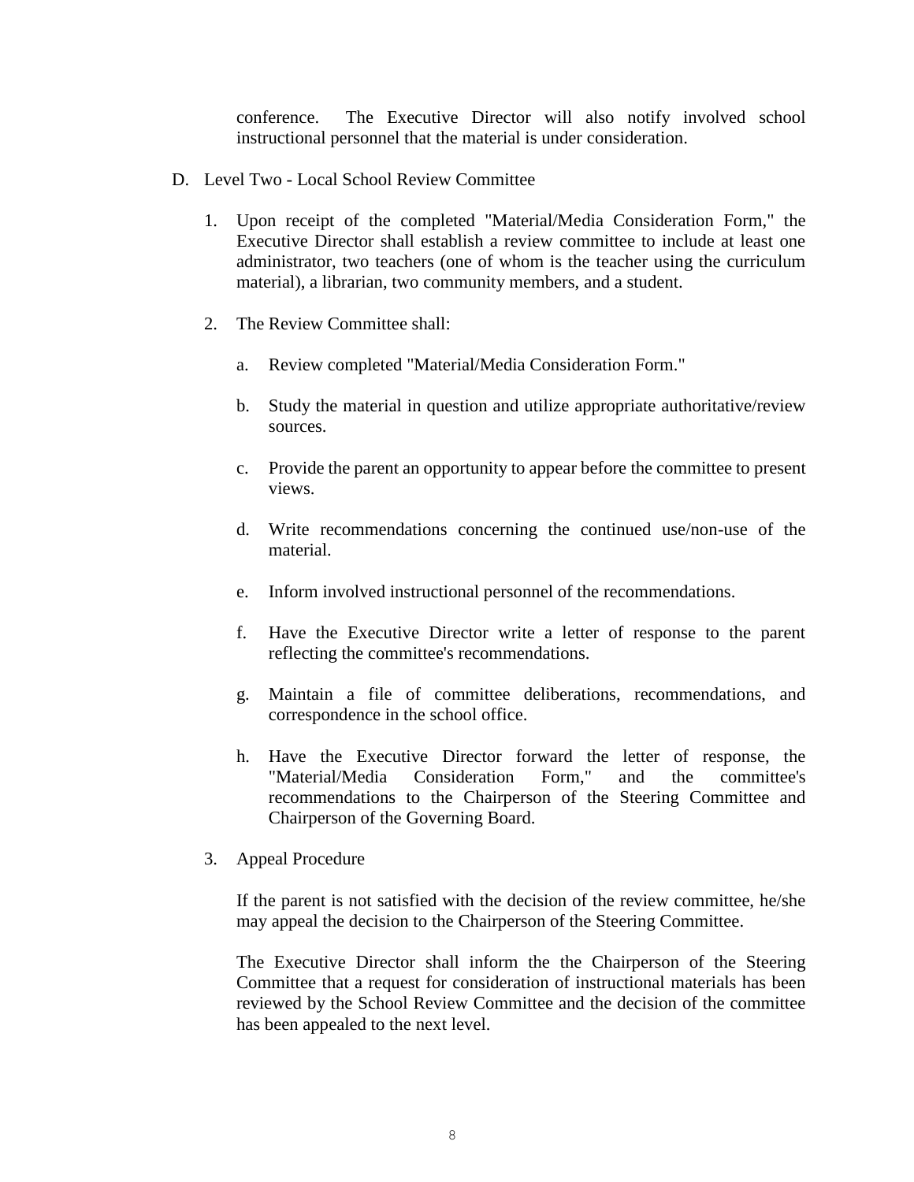conference. The Executive Director will also notify involved school instructional personnel that the material is under consideration.

D. Level Two - Local School Review Committee

1. Upon receipt of the completed "Material/Media Consideration Form," the Executive Director shall establish a review committee to include at least one administrator, two teachers (one of whom is the teacher using the curriculum material), a librarian, two community members, and a student.

2. The Review Committee shall:

    a. Review completed "Material/Media Consideration Form."

    b. Study the material in question and utilize appropriate authoritative/review sources.

    c. Provide the parent an opportunity to appear before the committee to present views.

    d. Write recommendations concerning the continued use/non-use of the material.

    e. Inform involved instructional personnel of the recommendations.

    f. Have the Executive Director write a letter of response to the parent reflecting the committee's recommendations.

    g. Maintain a file of committee deliberations, recommendations, and correspondence in the school office.

    h. Have the Executive Director forward the letter of response, the "Material/Media Consideration Form," and the committee's recommendations to the Chairperson of the Steering Committee and Chairperson of the Governing Board.

3. Appeal Procedure

    If the parent is not satisfied with the decision of the review committee, he/she may appeal the decision to the Chairperson of the Steering Committee.

    The Executive Director shall inform the the Chairperson of the Steering Committee that a request for consideration of instructional materials has been reviewed by the School Review Committee and the decision of the committee has been appealed to the next level.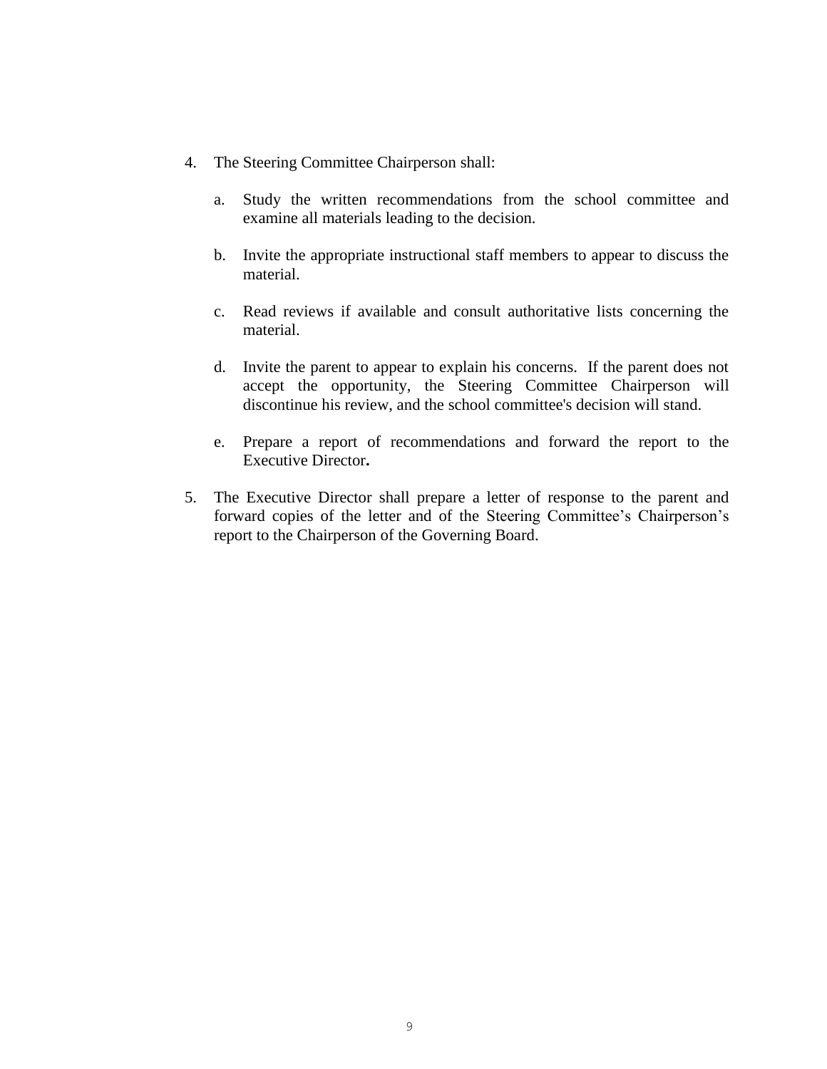4. The Steering Committee Chairperson shall:

    a. Study the written recommendations from the school committee and examine all materials leading to the decision.

    b. Invite the appropriate instructional staff members to appear to discuss the material.

    c. Read reviews if available and consult authoritative lists concerning the material.

    d. Invite the parent to appear to explain his concerns. If the parent does not accept the opportunity, the Steering Committee Chairperson will discontinue his review, and the school committee's decision will stand.

    e. Prepare a report of recommendations and forward the report to the Executive Director**.**

5. The Executive Director shall prepare a letter of response to the parent and forward copies of the letter and of the Steering Committee's Chairperson's report to the Chairperson of the Governing Board.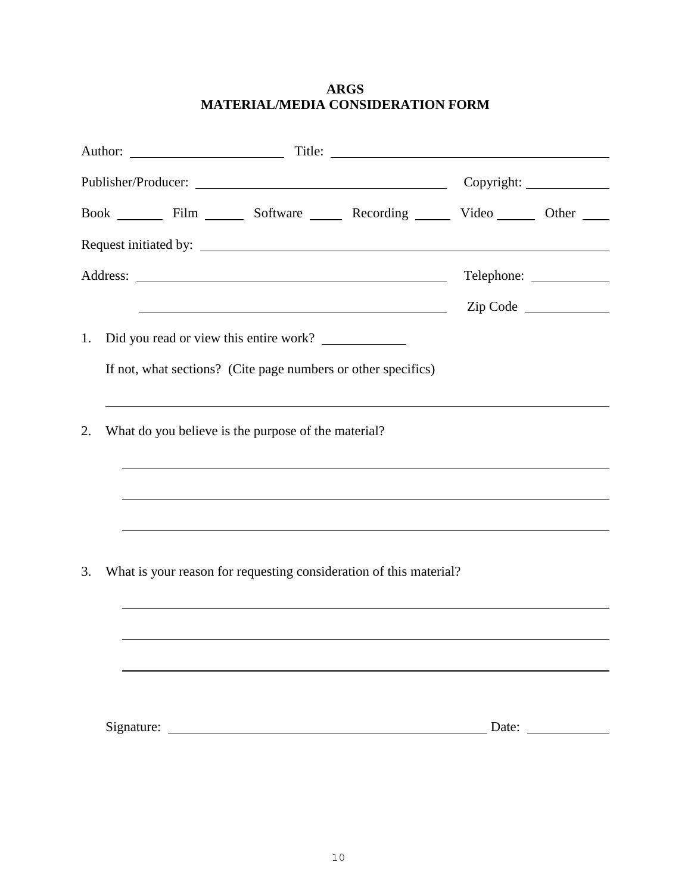**ARGS**
**MATERIAL/MEDIA CONSIDERATION FORM**

Author: ______________________ Title: ________________________________________

Publisher/Producer: ____________________________________ Copyright: ____________

Book _______ Film ______ Software _____ Recording _____ Video ______ Other ____

Request initiated by: ________________________________________________________

Address: ____________________________________________ Telephone: ___________

____________________________________________ Zip Code ____________

1. Did you read or view this entire work? ____________

   If not, what sections? (Cite page numbers or other specifics)

   ______________________________________________________________________

2. What do you believe is the purpose of the material?

   ______________________________________________________________________

   ______________________________________________________________________

   ______________________________________________________________________

3. What is your reason for requesting consideration of this material?

   ______________________________________________________________________

   ______________________________________________________________________

   ______________________________________________________________________

Signature: ______________________________________________ Date: ____________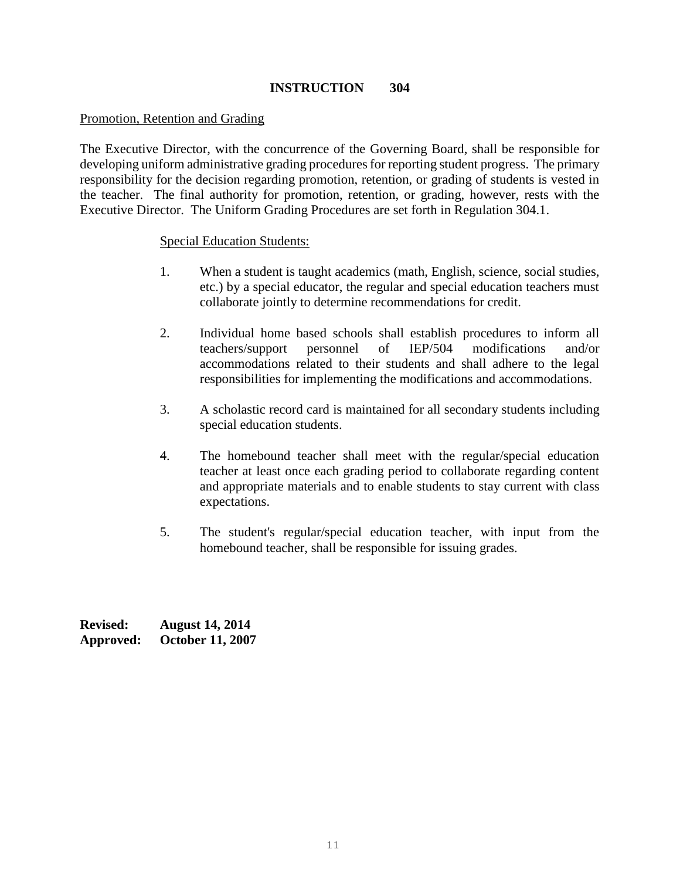# INSTRUCTION 304

Promotion, Retention and Grading

The Executive Director, with the concurrence of the Governing Board, shall be responsible for developing uniform administrative grading procedures for reporting student progress. The primary responsibility for the decision regarding promotion, retention, or grading of students is vested in the teacher. The final authority for promotion, retention, or grading, however, rests with the Executive Director. The Uniform Grading Procedures are set forth in Regulation 304.1.

Special Education Students:

1. When a student is taught academics (math, English, science, social studies, etc.) by a special educator, the regular and special education teachers must collaborate jointly to determine recommendations for credit.

2. Individual home based schools shall establish procedures to inform all teachers/support personnel of IEP/504 modifications and/or accommodations related to their students and shall adhere to the legal responsibilities for implementing the modifications and accommodations.

3. A scholastic record card is maintained for all secondary students including special education students.

4. The homebound teacher shall meet with the regular/special education teacher at least once each grading period to collaborate regarding content and appropriate materials and to enable students to stay current with class expectations.

5. The student's regular/special education teacher, with input from the homebound teacher, shall be responsible for issuing grades.

**Revised: August 14, 2014**
**Approved: October 11, 2007**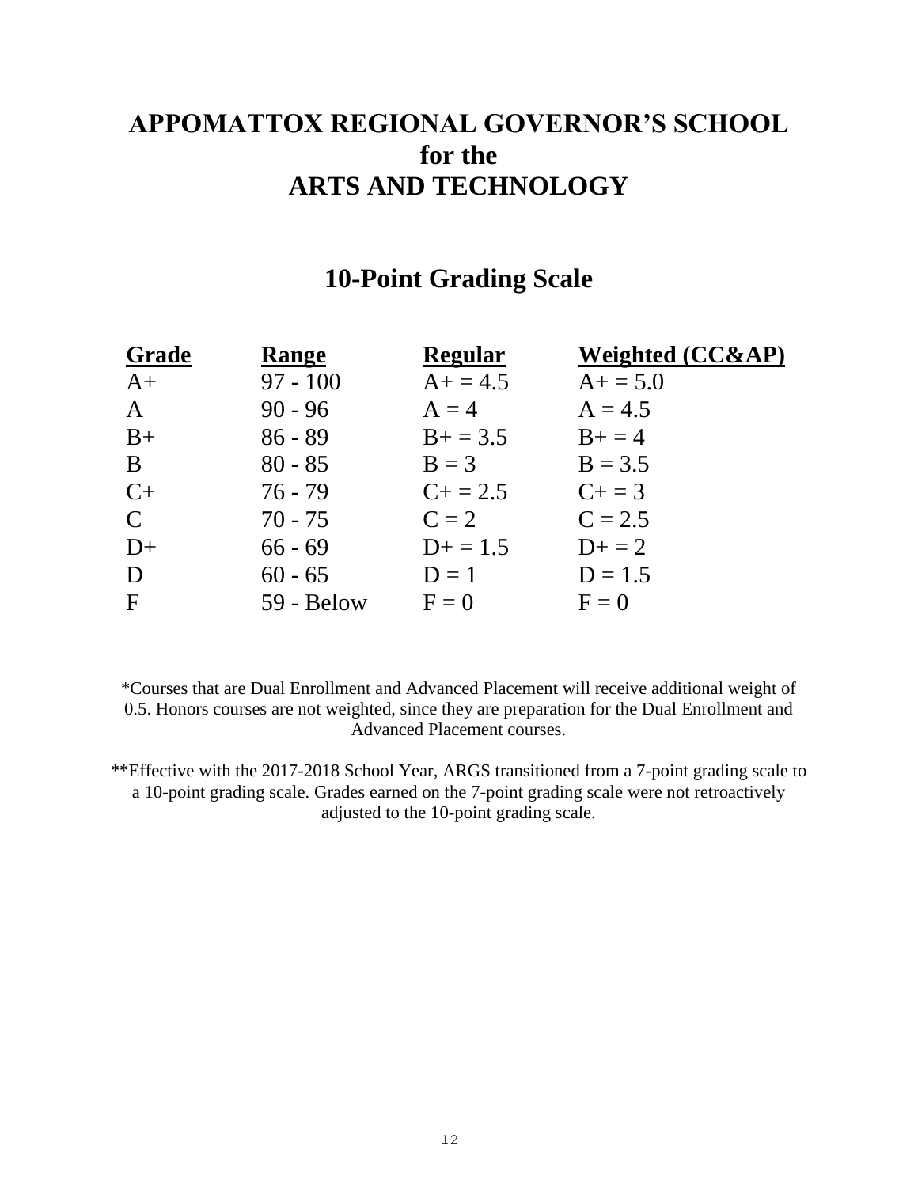# APPOMATTOX REGIONAL GOVERNOR'S SCHOOL for the ARTS AND TECHNOLOGY

## 10-Point Grading Scale

| Grade | Range | Regular | Weighted (CC&AP) |
|---|---|---|---|
| A+ | 97 - 100 | A+ = 4.5 | A+ = 5.0 |
| A | 90 - 96 | A = 4 | A = 4.5 |
| B+ | 86 - 89 | B+ = 3.5 | B+ = 4 |
| B | 80 - 85 | B = 3 | B = 3.5 |
| C+ | 76 - 79 | C+ = 2.5 | C+ = 3 |
| C | 70 - 75 | C = 2 | C = 2.5 |
| D+ | 66 - 69 | D+ = 1.5 | D+ = 2 |
| D | 60 - 65 | D = 1 | D = 1.5 |
| F | 59 - Below | F = 0 | F = 0 |

*Courses that are Dual Enrollment and Advanced Placement will receive additional weight of 0.5. Honors courses are not weighted, since they are preparation for the Dual Enrollment and Advanced Placement courses.

**Effective with the 2017-2018 School Year, ARGS transitioned from a 7-point grading scale to a 10-point grading scale. Grades earned on the 7-point grading scale were not retroactively adjusted to the 10-point grading scale.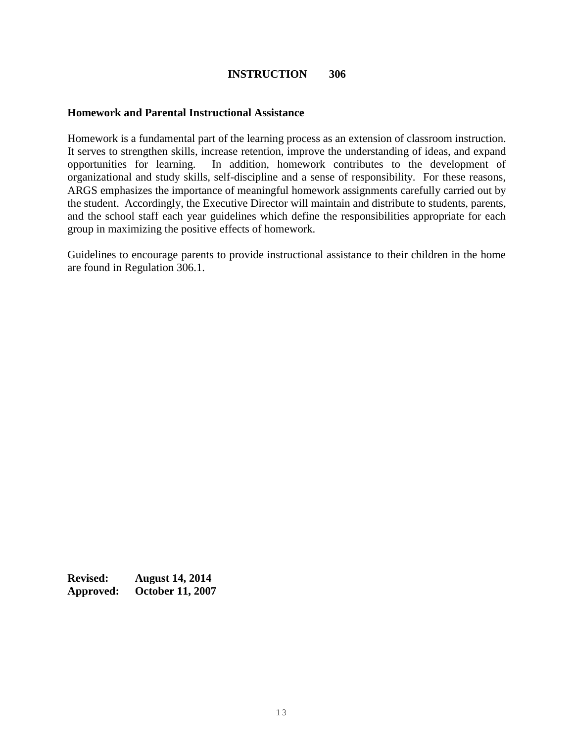**INSTRUCTION 306**

## Homework and Parental Instructional Assistance

Homework is a fundamental part of the learning process as an extension of classroom instruction. It serves to strengthen skills, increase retention, improve the understanding of ideas, and expand opportunities for learning. In addition, homework contributes to the development of organizational and study skills, self-discipline and a sense of responsibility. For these reasons, ARGS emphasizes the importance of meaningful homework assignments carefully carried out by the student. Accordingly, the Executive Director will maintain and distribute to students, parents, and the school staff each year guidelines which define the responsibilities appropriate for each group in maximizing the positive effects of homework.

Guidelines to encourage parents to provide instructional assistance to their children in the home are found in Regulation 306.1.

**Revised:** **August 14, 2014**
**Approved:** **October 11, 2007**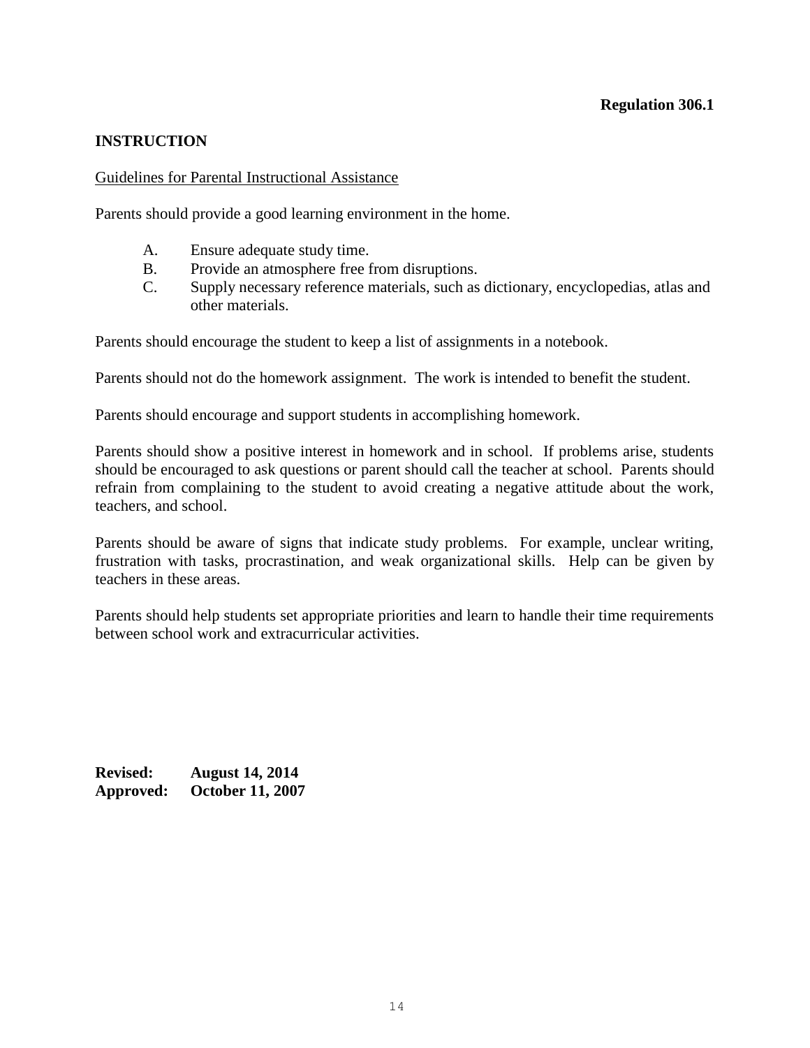**Regulation 306.1**

## INSTRUCTION

Guidelines for Parental Instructional Assistance

Parents should provide a good learning environment in the home.

A. Ensure adequate study time.
B. Provide an atmosphere free from disruptions.
C. Supply necessary reference materials, such as dictionary, encyclopedias, atlas and other materials.

Parents should encourage the student to keep a list of assignments in a notebook.

Parents should not do the homework assignment. The work is intended to benefit the student.

Parents should encourage and support students in accomplishing homework.

Parents should show a positive interest in homework and in school. If problems arise, students should be encouraged to ask questions or parent should call the teacher at school. Parents should refrain from complaining to the student to avoid creating a negative attitude about the work, teachers, and school.

Parents should be aware of signs that indicate study problems. For example, unclear writing, frustration with tasks, procrastination, and weak organizational skills. Help can be given by teachers in these areas.

Parents should help students set appropriate priorities and learn to handle their time requirements between school work and extracurricular activities.

**Revised: August 14, 2014**
**Approved: October 11, 2007**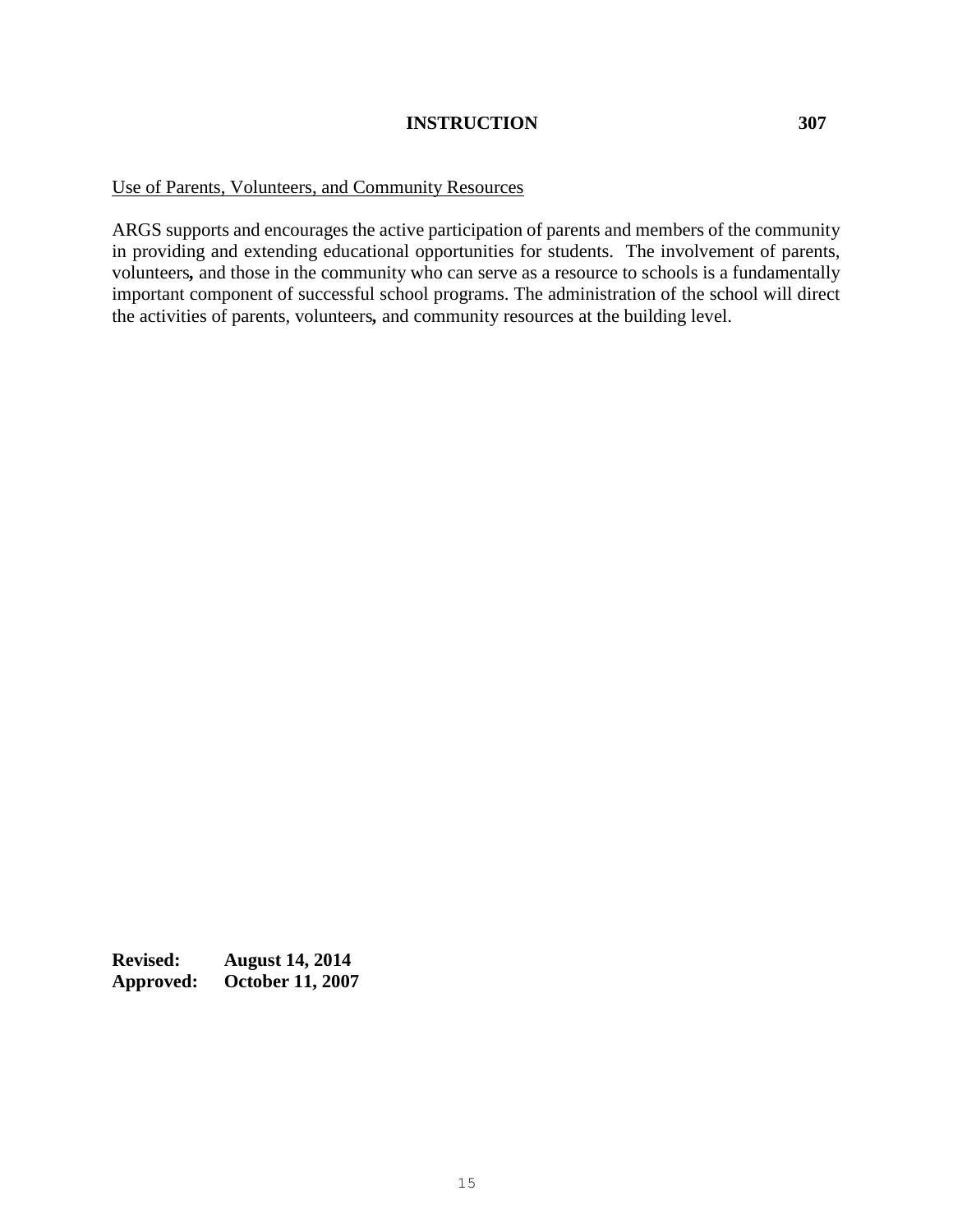**INSTRUCTION 307**

Use of Parents, Volunteers, and Community Resources

ARGS supports and encourages the active participation of parents and members of the community in providing and extending educational opportunities for students. The involvement of parents, volunteers, and those in the community who can serve as a resource to schools is a fundamentally important component of successful school programs. The administration of the school will direct the activities of parents, volunteers, and community resources at the building level.

**Revised:** **August 14, 2014**
**Approved:** **October 11, 2007**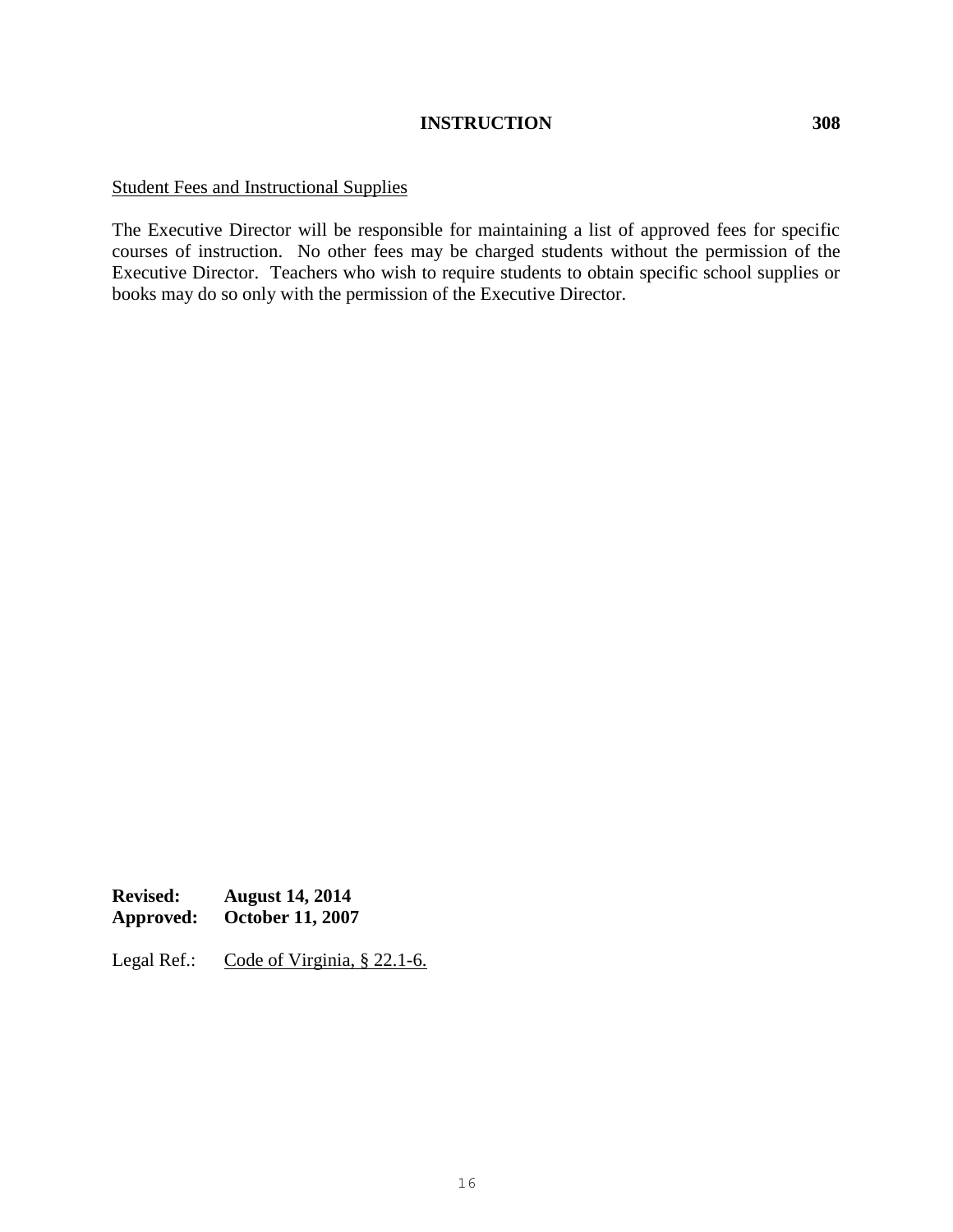**INSTRUCTION 308**

Student Fees and Instructional Supplies

The Executive Director will be responsible for maintaining a list of approved fees for specific courses of instruction. No other fees may be charged students without the permission of the Executive Director. Teachers who wish to require students to obtain specific school supplies or books may do so only with the permission of the Executive Director.

**Revised: August 14, 2014**
**Approved: October 11, 2007**

Legal Ref.: Code of Virginia, § 22.1-6.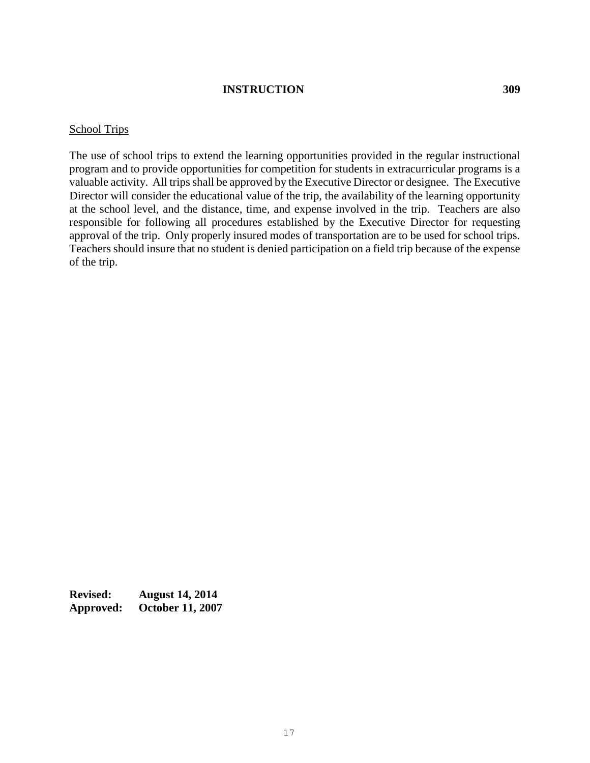**INSTRUCTION** **309**

School Trips

The use of school trips to extend the learning opportunities provided in the regular instructional program and to provide opportunities for competition for students in extracurricular programs is a valuable activity. All trips shall be approved by the Executive Director or designee. The Executive Director will consider the educational value of the trip, the availability of the learning opportunity at the school level, and the distance, time, and expense involved in the trip. Teachers are also responsible for following all procedures established by the Executive Director for requesting approval of the trip. Only properly insured modes of transportation are to be used for school trips. Teachers should insure that no student is denied participation on a field trip because of the expense of the trip.

**Revised:** **August 14, 2014**
**Approved:** **October 11, 2007**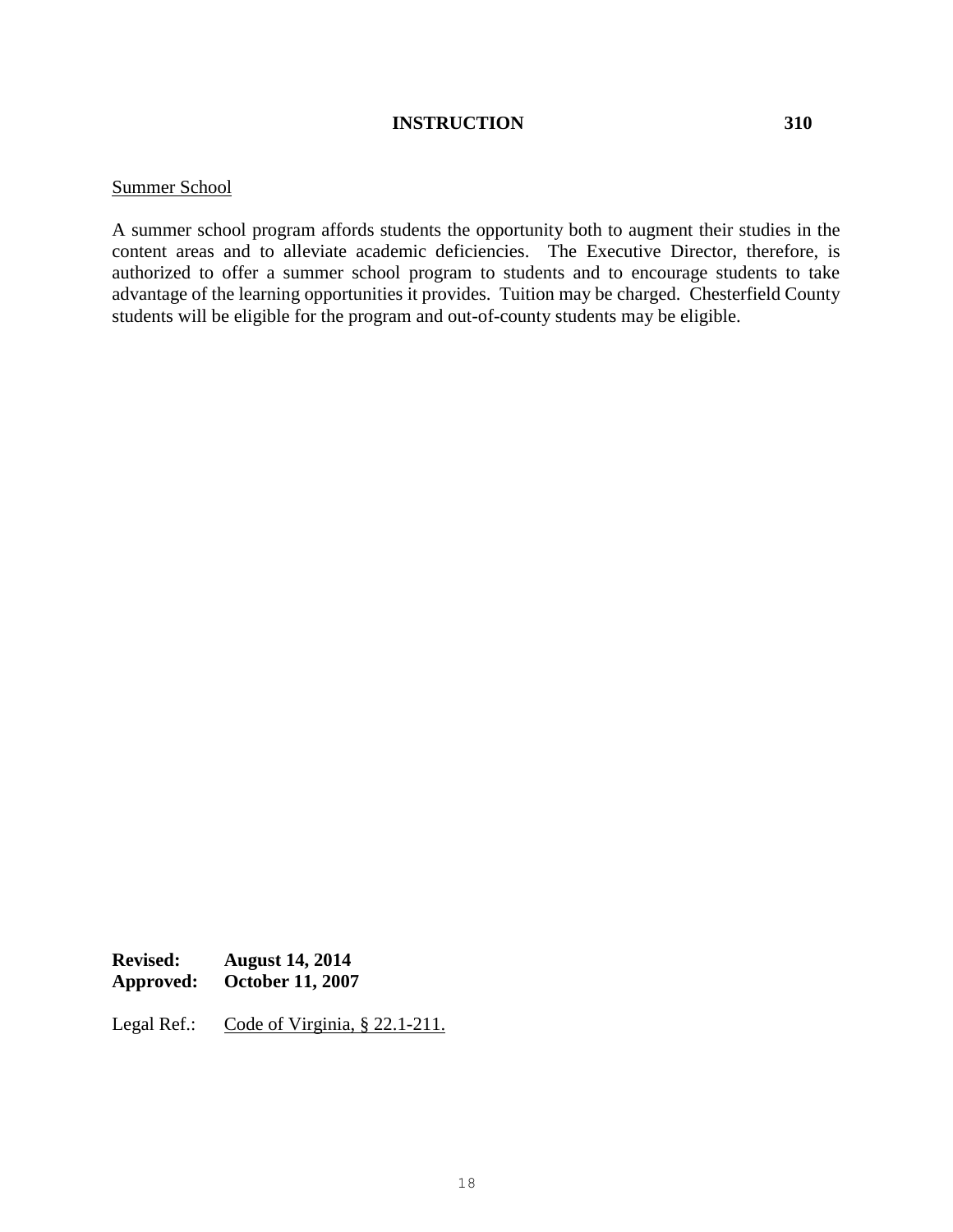**INSTRUCTION 310**

Summer School

A summer school program affords students the opportunity both to augment their studies in the content areas and to alleviate academic deficiencies. The Executive Director, therefore, is authorized to offer a summer school program to students and to encourage students to take advantage of the learning opportunities it provides. Tuition may be charged. Chesterfield County students will be eligible for the program and out-of-county students may be eligible.

**Revised: August 14, 2014**
**Approved: October 11, 2007**

Legal Ref.: Code of Virginia, § 22.1-211.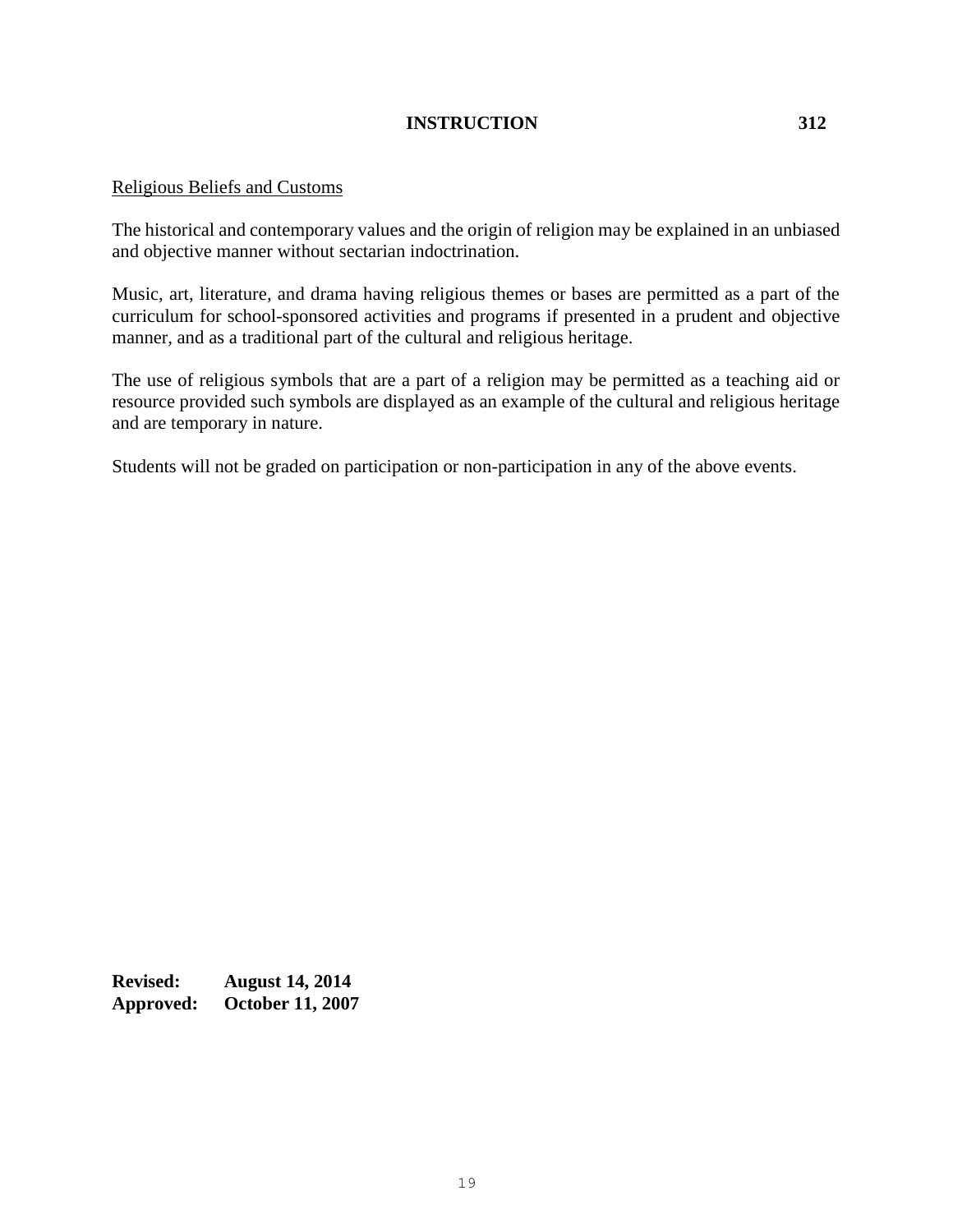**INSTRUCTION 312**

Religious Beliefs and Customs

The historical and contemporary values and the origin of religion may be explained in an unbiased and objective manner without sectarian indoctrination.

Music, art, literature, and drama having religious themes or bases are permitted as a part of the curriculum for school-sponsored activities and programs if presented in a prudent and objective manner, and as a traditional part of the cultural and religious heritage.

The use of religious symbols that are a part of a religion may be permitted as a teaching aid or resource provided such symbols are displayed as an example of the cultural and religious heritage and are temporary in nature.

Students will not be graded on participation or non-participation in any of the above events.

**Revised: August 14, 2014**
**Approved: October 11, 2007**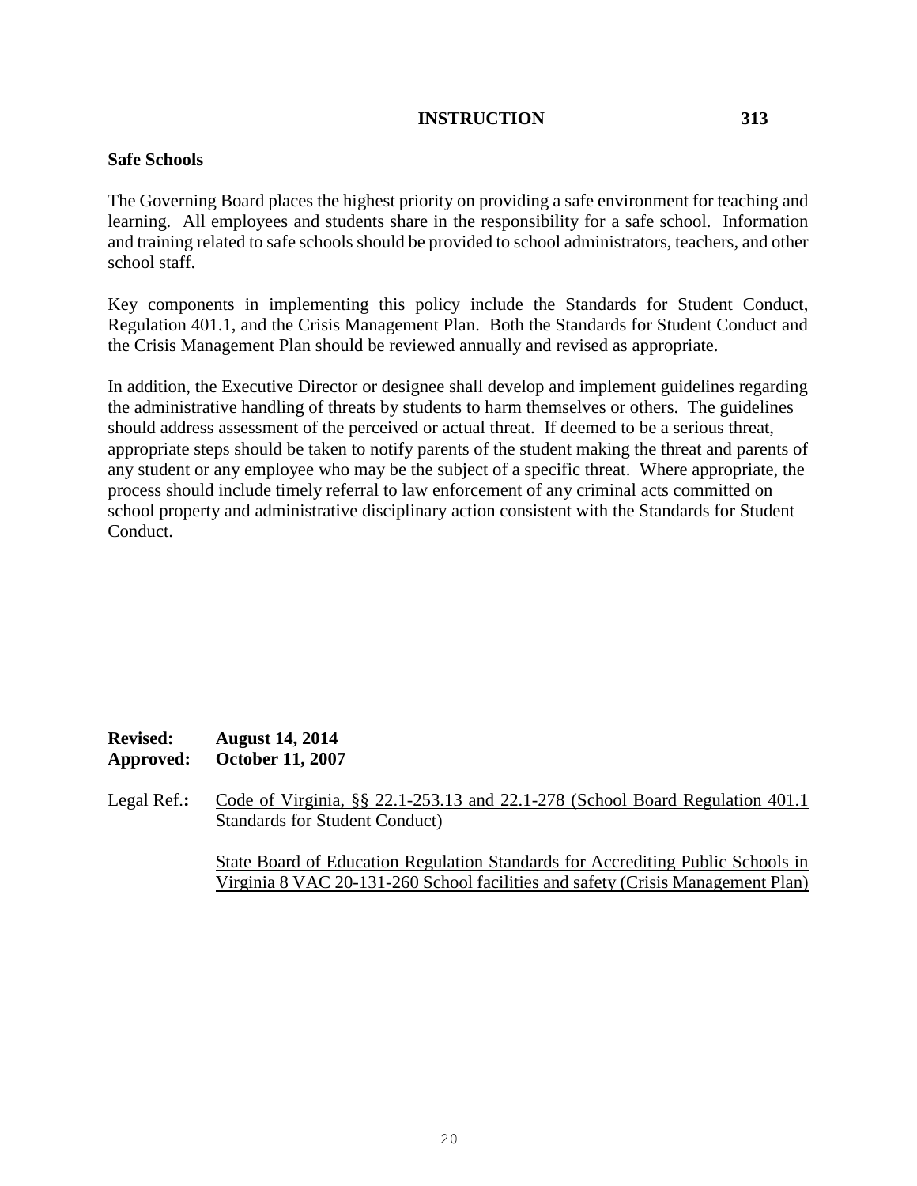**INSTRUCTION 313**

## Safe Schools

The Governing Board places the highest priority on providing a safe environment for teaching and learning. All employees and students share in the responsibility for a safe school. Information and training related to safe schools should be provided to school administrators, teachers, and other school staff.

Key components in implementing this policy include the Standards for Student Conduct, Regulation 401.1, and the Crisis Management Plan. Both the Standards for Student Conduct and the Crisis Management Plan should be reviewed annually and revised as appropriate.

In addition, the Executive Director or designee shall develop and implement guidelines regarding the administrative handling of threats by students to harm themselves or others. The guidelines should address assessment of the perceived or actual threat. If deemed to be a serious threat, appropriate steps should be taken to notify parents of the student making the threat and parents of any student or any employee who may be the subject of a specific threat. Where appropriate, the process should include timely referral to law enforcement of any criminal acts committed on school property and administrative disciplinary action consistent with the Standards for Student Conduct.

**Revised: August 14, 2014**
**Approved: October 11, 2007**

Legal Ref.: Code of Virginia, §§ 22.1-253.13 and 22.1-278 (School Board Regulation 401.1 Standards for Student Conduct)

State Board of Education Regulation Standards for Accrediting Public Schools in Virginia 8 VAC 20-131-260 School facilities and safety (Crisis Management Plan)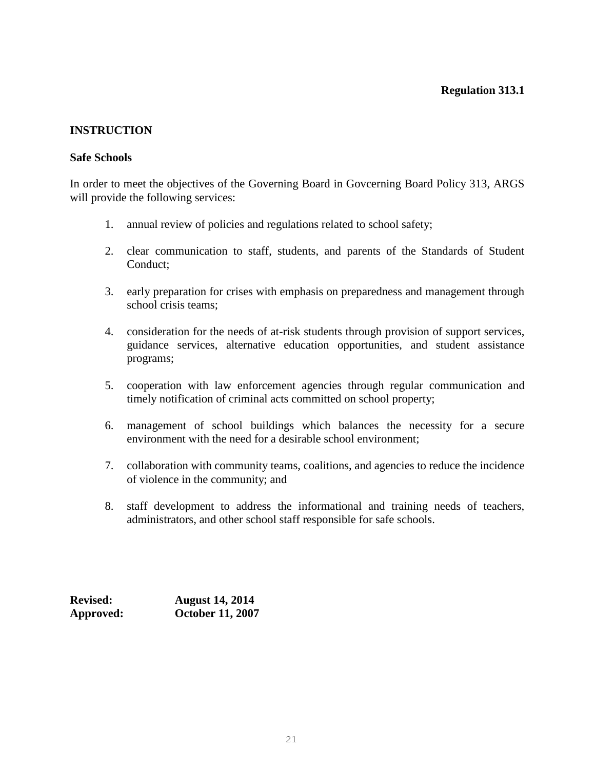**Regulation 313.1**

## INSTRUCTION

### Safe Schools

In order to meet the objectives of the Governing Board in Govcerning Board Policy 313, ARGS will provide the following services:

1. annual review of policies and regulations related to school safety;

2. clear communication to staff, students, and parents of the Standards of Student Conduct;

3. early preparation for crises with emphasis on preparedness and management through school crisis teams;

4. consideration for the needs of at-risk students through provision of support services, guidance services, alternative education opportunities, and student assistance programs;

5. cooperation with law enforcement agencies through regular communication and timely notification of criminal acts committed on school property;

6. management of school buildings which balances the necessity for a secure environment with the need for a desirable school environment;

7. collaboration with community teams, coalitions, and agencies to reduce the incidence of violence in the community; and

8. staff development to address the informational and training needs of teachers, administrators, and other school staff responsible for safe schools.

**Revised:** **August 14, 2014**
**Approved:** **October 11, 2007**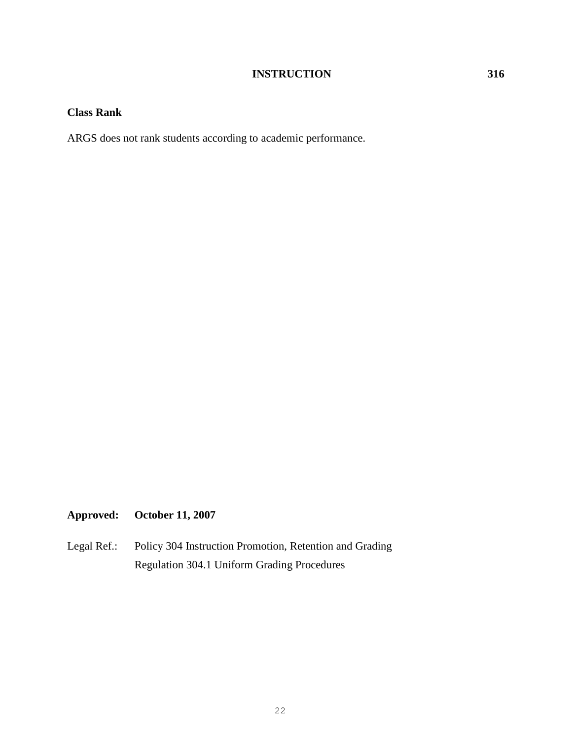**INSTRUCTION 316**

## Class Rank

ARGS does not rank students according to academic performance.

**Approved: October 11, 2007**

Legal Ref.: Policy 304 Instruction Promotion, Retention and Grading
Regulation 304.1 Uniform Grading Procedures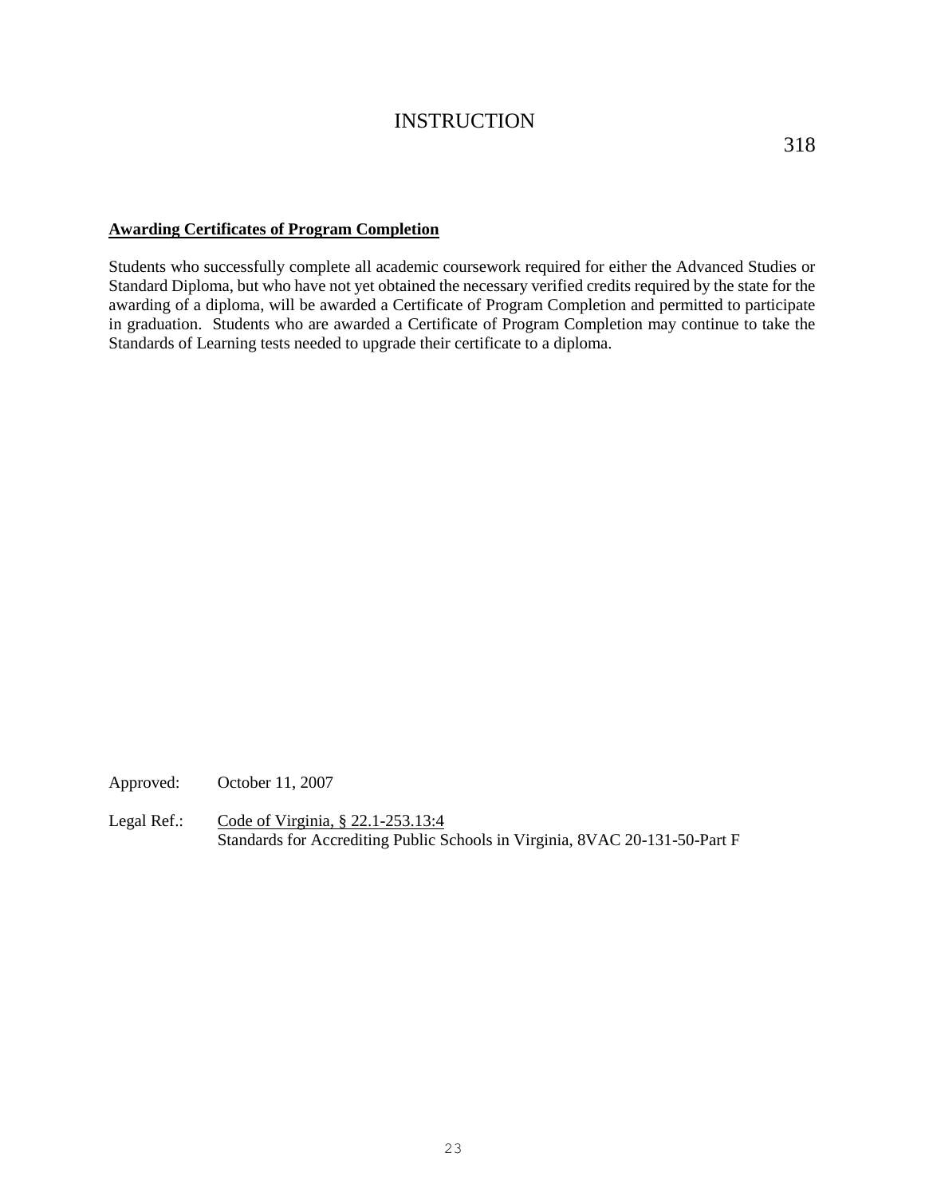# INSTRUCTION

318

**Awarding Certificates of Program Completion**

Students who successfully complete all academic coursework required for either the Advanced Studies or Standard Diploma, but who have not yet obtained the necessary verified credits required by the state for the awarding of a diploma, will be awarded a Certificate of Program Completion and permitted to participate in graduation. Students who are awarded a Certificate of Program Completion may continue to take the Standards of Learning tests needed to upgrade their certificate to a diploma.

Approved: October 11, 2007

Legal Ref.: Code of Virginia, § 22.1-253.13:4
Standards for Accrediting Public Schools in Virginia, 8VAC 20-131-50-Part F